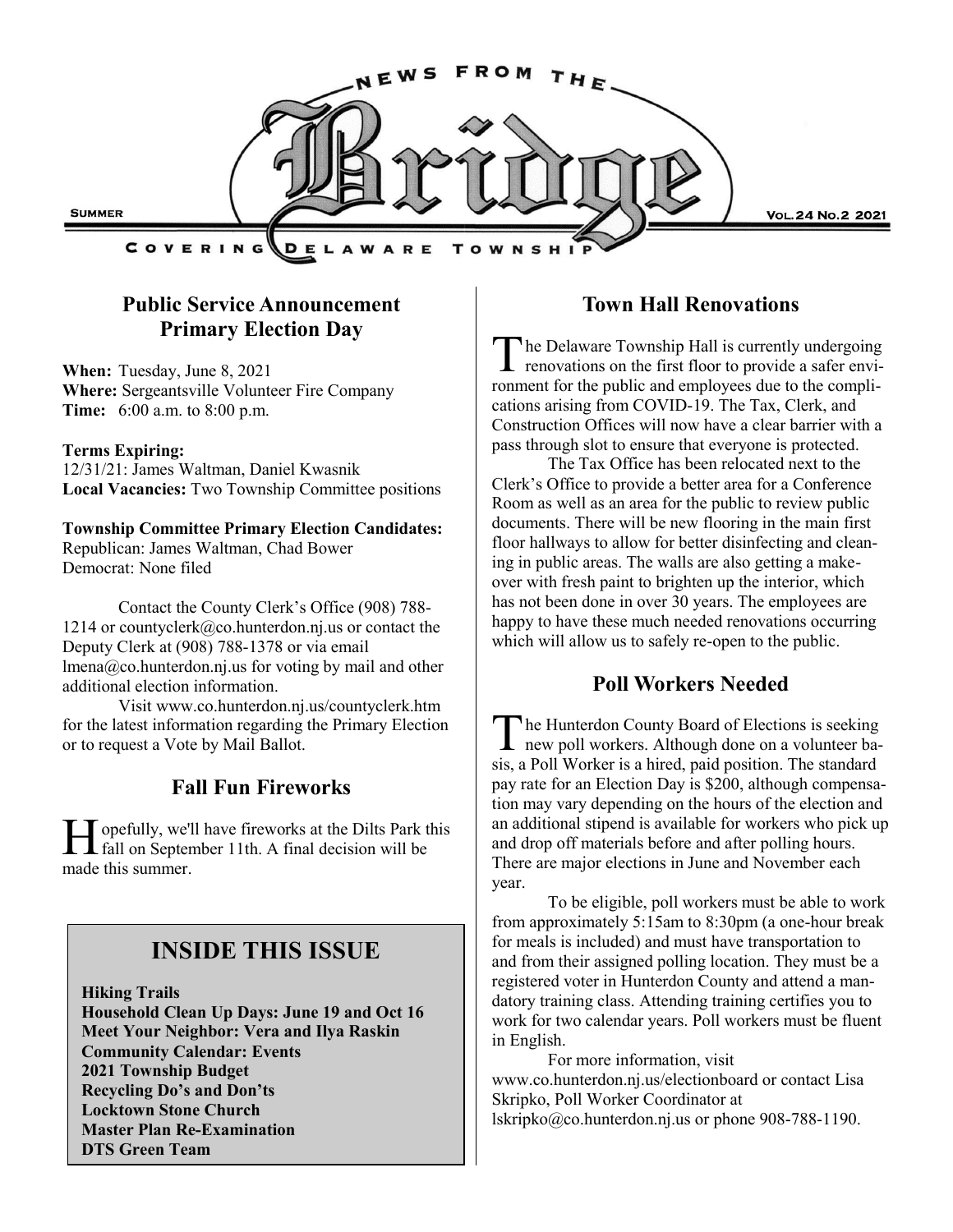# News from the Bridge

Summer · Vol. 24 No. 2 2021

Covering Delaware Township

## Public Service Announcement Primary Election Day

**When:** Tuesday, June 8, 2021
**Where:** Sergeantsville Volunteer Fire Company
**Time:** 6:00 a.m. to 8:00 p.m.

**Terms Expiring:**
12/31/21: James Waltman, Daniel Kwasnik
**Local Vacancies:** Two Township Committee positions

**Township Committee Primary Election Candidates:**
Republican: James Waltman, Chad Bower
Democrat: None filed

Contact the County Clerk's Office (908) 788-1214 or countyclerk@co.hunterdon.nj.us or contact the Deputy Clerk at (908) 788-1378 or via email lmena@co.hunterdon.nj.us for voting by mail and other additional election information.

Visit www.co.hunterdon.nj.us/countyclerk.htm for the latest information regarding the Primary Election or to request a Vote by Mail Ballot.

## Fall Fun Fireworks

Hopefully, we'll have fireworks at the Dilts Park this fall on September 11th. A final decision will be made this summer.

## INSIDE THIS ISSUE

**Hiking Trails**
**Household Clean Up Days: June 19 and Oct 16**
**Meet Your Neighbor: Vera and Ilya Raskin**
**Community Calendar: Events**
**2021 Township Budget**
**Recycling Do's and Don'ts**
**Locktown Stone Church**
**Master Plan Re-Examination**
**DTS Green Team**

## Town Hall Renovations

The Delaware Township Hall is currently undergoing renovations on the first floor to provide a safer environment for the public and employees due to the complications arising from COVID-19. The Tax, Clerk, and Construction Offices will now have a clear barrier with a pass through slot to ensure that everyone is protected.

The Tax Office has been relocated next to the Clerk's Office to provide a better area for a Conference Room as well as an area for the public to review public documents. There will be new flooring in the main first floor hallways to allow for better disinfecting and cleaning in public areas. The walls are also getting a makeover with fresh paint to brighten up the interior, which has not been done in over 30 years. The employees are happy to have these much needed renovations occurring which will allow us to safely re-open to the public.

## Poll Workers Needed

The Hunterdon County Board of Elections is seeking new poll workers. Although done on a volunteer basis, a Poll Worker is a hired, paid position. The standard pay rate for an Election Day is $200, although compensation may vary depending on the hours of the election and an additional stipend is available for workers who pick up and drop off materials before and after polling hours. There are major elections in June and November each year.

To be eligible, poll workers must be able to work from approximately 5:15am to 8:30pm (a one-hour break for meals is included) and must have transportation to and from their assigned polling location. They must be a registered voter in Hunterdon County and attend a mandatory training class. Attending training certifies you to work for two calendar years. Poll workers must be fluent in English.

For more information, visit www.co.hunterdon.nj.us/electionboard or contact Lisa Skripko, Poll Worker Coordinator at lskripko@co.hunterdon.nj.us or phone 908-788-1190.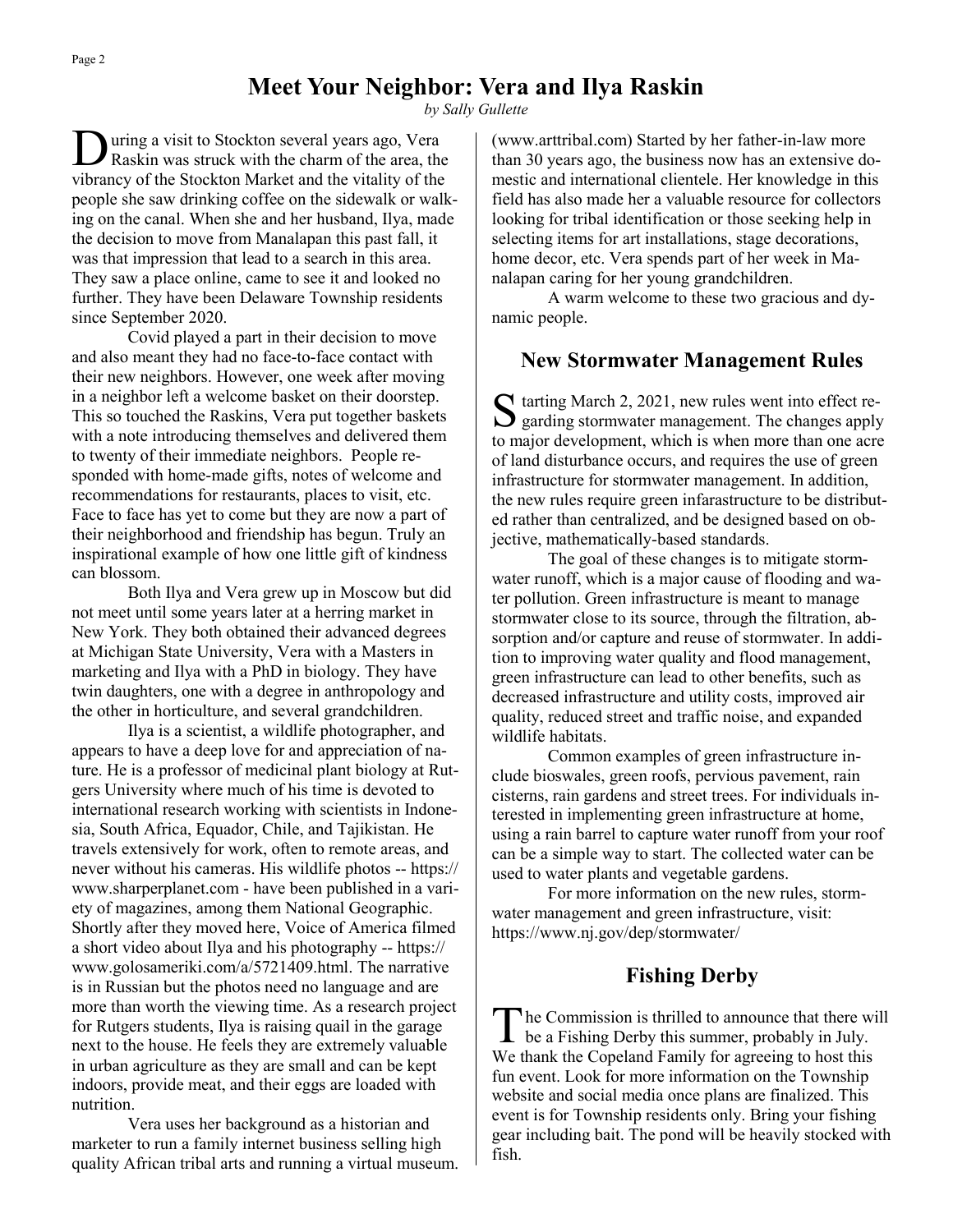## Meet Your Neighbor: Vera and Ilya Raskin

*by Sally Gullette*

During a visit to Stockton several years ago, Vera Raskin was struck with the charm of the area, the vibrancy of the Stockton Market and the vitality of the people she saw drinking coffee on the sidewalk or walking on the canal. When she and her husband, Ilya, made the decision to move from Manalapan this past fall, it was that impression that lead to a search in this area. They saw a place online, came to see it and looked no further. They have been Delaware Township residents since September 2020.

Covid played a part in their decision to move and also meant they had no face-to-face contact with their new neighbors. However, one week after moving in a neighbor left a welcome basket on their doorstep. This so touched the Raskins, Vera put together baskets with a note introducing themselves and delivered them to twenty of their immediate neighbors. People responded with home-made gifts, notes of welcome and recommendations for restaurants, places to visit, etc. Face to face has yet to come but they are now a part of their neighborhood and friendship has begun. Truly an inspirational example of how one little gift of kindness can blossom.

Both Ilya and Vera grew up in Moscow but did not meet until some years later at a herring market in New York. They both obtained their advanced degrees at Michigan State University, Vera with a Masters in marketing and Ilya with a PhD in biology. They have twin daughters, one with a degree in anthropology and the other in horticulture, and several grandchildren.

Ilya is a scientist, a wildlife photographer, and appears to have a deep love for and appreciation of nature. He is a professor of medicinal plant biology at Rutgers University where much of his time is devoted to international research working with scientists in Indonesia, South Africa, Equador, Chile, and Tajikistan. He travels extensively for work, often to remote areas, and never without his cameras. His wildlife photos -- https://www.sharperplanet.com - have been published in a variety of magazines, among them National Geographic. Shortly after they moved here, Voice of America filmed a short video about Ilya and his photography -- https://www.golosameriki.com/a/5721409.html. The narrative is in Russian but the photos need no language and are more than worth the viewing time. As a research project for Rutgers students, Ilya is raising quail in the garage next to the house. He feels they are extremely valuable in urban agriculture as they are small and can be kept indoors, provide meat, and their eggs are loaded with nutrition.

Vera uses her background as a historian and marketer to run a family internet business selling high quality African tribal arts and running a virtual museum. (www.arttribal.com) Started by her father-in-law more than 30 years ago, the business now has an extensive domestic and international clientele. Her knowledge in this field has also made her a valuable resource for collectors looking for tribal identification or those seeking help in selecting items for art installations, stage decorations, home decor, etc. Vera spends part of her week in Manalapan caring for her young grandchildren.

A warm welcome to these two gracious and dynamic people.

## New Stormwater Management Rules

Starting March 2, 2021, new rules went into effect regarding stormwater management. The changes apply to major development, which is when more than one acre of land disturbance occurs, and requires the use of green infrastructure for stormwater management. In addition, the new rules require green infarastructure to be distributed rather than centralized, and be designed based on objective, mathematically-based standards.

The goal of these changes is to mitigate stormwater runoff, which is a major cause of flooding and water pollution. Green infrastructure is meant to manage stormwater close to its source, through the filtration, absorption and/or capture and reuse of stormwater. In addition to improving water quality and flood management, green infrastructure can lead to other benefits, such as decreased infrastructure and utility costs, improved air quality, reduced street and traffic noise, and expanded wildlife habitats.

Common examples of green infrastructure include bioswales, green roofs, pervious pavement, rain cisterns, rain gardens and street trees. For individuals interested in implementing green infrastructure at home, using a rain barrel to capture water runoff from your roof can be a simple way to start. The collected water can be used to water plants and vegetable gardens.

For more information on the new rules, stormwater management and green infrastructure, visit: https://www.nj.gov/dep/stormwater/

## Fishing Derby

The Commission is thrilled to announce that there will be a Fishing Derby this summer, probably in July. We thank the Copeland Family for agreeing to host this fun event. Look for more information on the Township website and social media once plans are finalized. This event is for Township residents only. Bring your fishing gear including bait. The pond will be heavily stocked with fish.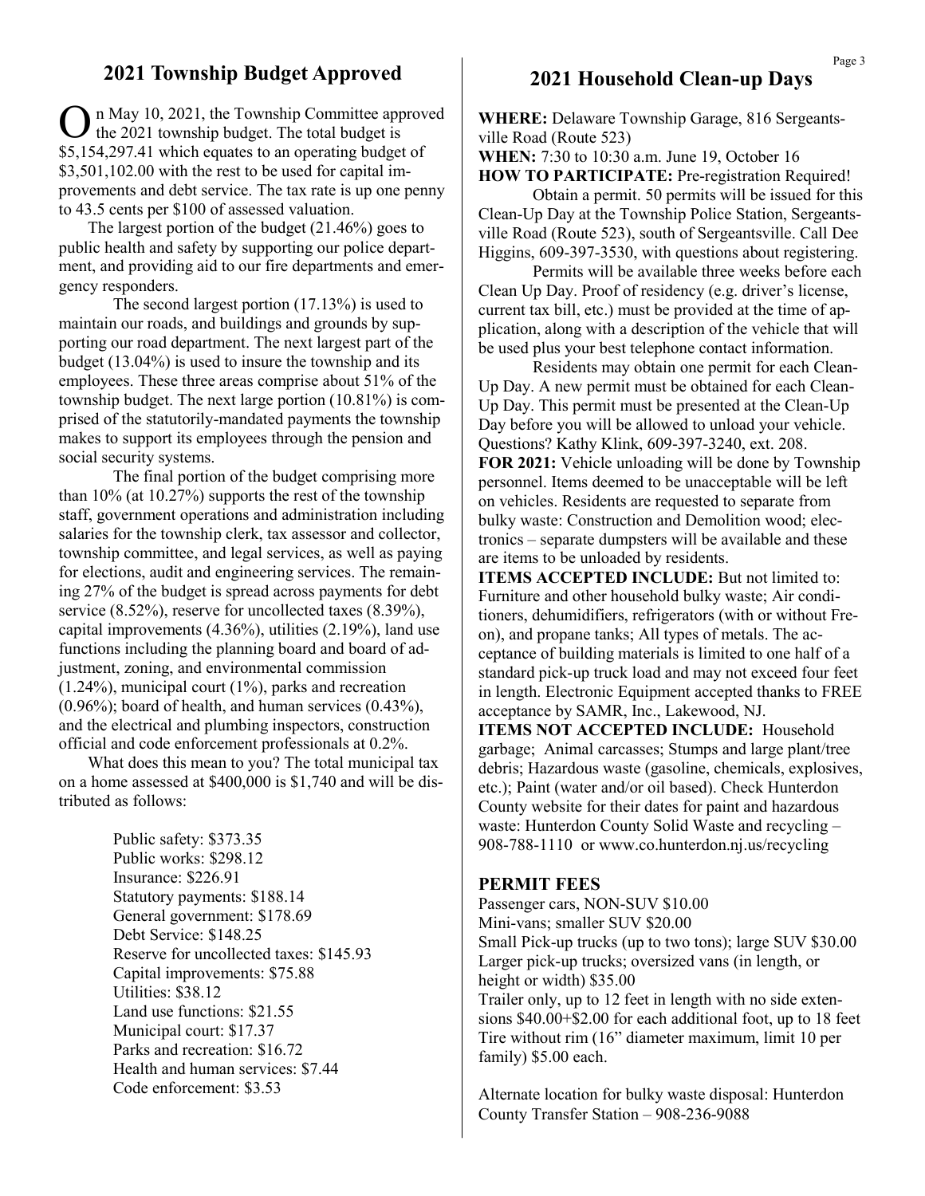## 2021 Township Budget Approved

On May 10, 2021, the Township Committee approved the 2021 township budget. The total budget is $5,154,297.41 which equates to an operating budget of $3,501,102.00 with the rest to be used for capital improvements and debt service. The tax rate is up one penny to 43.5 cents per $100 of assessed valuation.

The largest portion of the budget (21.46%) goes to public health and safety by supporting our police department, and providing aid to our fire departments and emergency responders.

The second largest portion (17.13%) is used to maintain our roads, and buildings and grounds by supporting our road department. The next largest part of the budget (13.04%) is used to insure the township and its employees. These three areas comprise about 51% of the township budget. The next large portion (10.81%) is comprised of the statutorily-mandated payments the township makes to support its employees through the pension and social security systems.

The final portion of the budget comprising more than 10% (at 10.27%) supports the rest of the township staff, government operations and administration including salaries for the township clerk, tax assessor and collector, township committee, and legal services, as well as paying for elections, audit and engineering services. The remaining 27% of the budget is spread across payments for debt service (8.52%), reserve for uncollected taxes (8.39%), capital improvements (4.36%), utilities (2.19%), land use functions including the planning board and board of adjustment, zoning, and environmental commission (1.24%), municipal court (1%), parks and recreation (0.96%); board of health, and human services (0.43%), and the electrical and plumbing inspectors, construction official and code enforcement professionals at 0.2%.

What does this mean to you? The total municipal tax on a home assessed at $400,000 is $1,740 and will be distributed as follows:

Public safety: $373.35
Public works: $298.12
Insurance: $226.91
Statutory payments: $188.14
General government: $178.69
Debt Service: $148.25
Reserve for uncollected taxes: $145.93
Capital improvements: $75.88
Utilities: $38.12
Land use functions: $21.55
Municipal court: $17.37
Parks and recreation: $16.72
Health and human services: $7.44
Code enforcement: $3.53

## 2021 Household Clean-up Days

**WHERE:** Delaware Township Garage, 816 Sergeantsville Road (Route 523)
**WHEN:** 7:30 to 10:30 a.m. June 19, October 16
**HOW TO PARTICIPATE:** Pre-registration Required!

Obtain a permit. 50 permits will be issued for this Clean-Up Day at the Township Police Station, Sergeantsville Road (Route 523), south of Sergeantsville. Call Dee Higgins, 609-397-3530, with questions about registering.

Permits will be available three weeks before each Clean Up Day. Proof of residency (e.g. driver's license, current tax bill, etc.) must be provided at the time of application, along with a description of the vehicle that will be used plus your best telephone contact information.

Residents may obtain one permit for each Clean-Up Day. A new permit must be obtained for each Clean-Up Day. This permit must be presented at the Clean-Up Day before you will be allowed to unload your vehicle. Questions? Kathy Klink, 609-397-3240, ext. 208.

**FOR 2021:** Vehicle unloading will be done by Township personnel. Items deemed to be unacceptable will be left on vehicles. Residents are requested to separate from bulky waste: Construction and Demolition wood; electronics – separate dumpsters will be available and these are items to be unloaded by residents.

**ITEMS ACCEPTED INCLUDE:** But not limited to: Furniture and other household bulky waste; Air conditioners, dehumidifiers, refrigerators (with or without Freon), and propane tanks; All types of metals. The acceptance of building materials is limited to one half of a standard pick-up truck load and may not exceed four feet in length. Electronic Equipment accepted thanks to FREE acceptance by SAMR, Inc., Lakewood, NJ.

**ITEMS NOT ACCEPTED INCLUDE:** Household garbage; Animal carcasses; Stumps and large plant/tree debris; Hazardous waste (gasoline, chemicals, explosives, etc.); Paint (water and/or oil based). Check Hunterdon County website for their dates for paint and hazardous waste: Hunterdon County Solid Waste and recycling – 908-788-1110 or www.co.hunterdon.nj.us/recycling

### PERMIT FEES

Passenger cars, NON-SUV $10.00
Mini-vans; smaller SUV $20.00
Small Pick-up trucks (up to two tons); large SUV $30.00
Larger pick-up trucks; oversized vans (in length, or height or width) $35.00
Trailer only, up to 12 feet in length with no side extensions $40.00+$2.00 for each additional foot, up to 18 feet
Tire without rim (16" diameter maximum, limit 10 per family) $5.00 each.

Alternate location for bulky waste disposal: Hunterdon County Transfer Station – 908-236-9088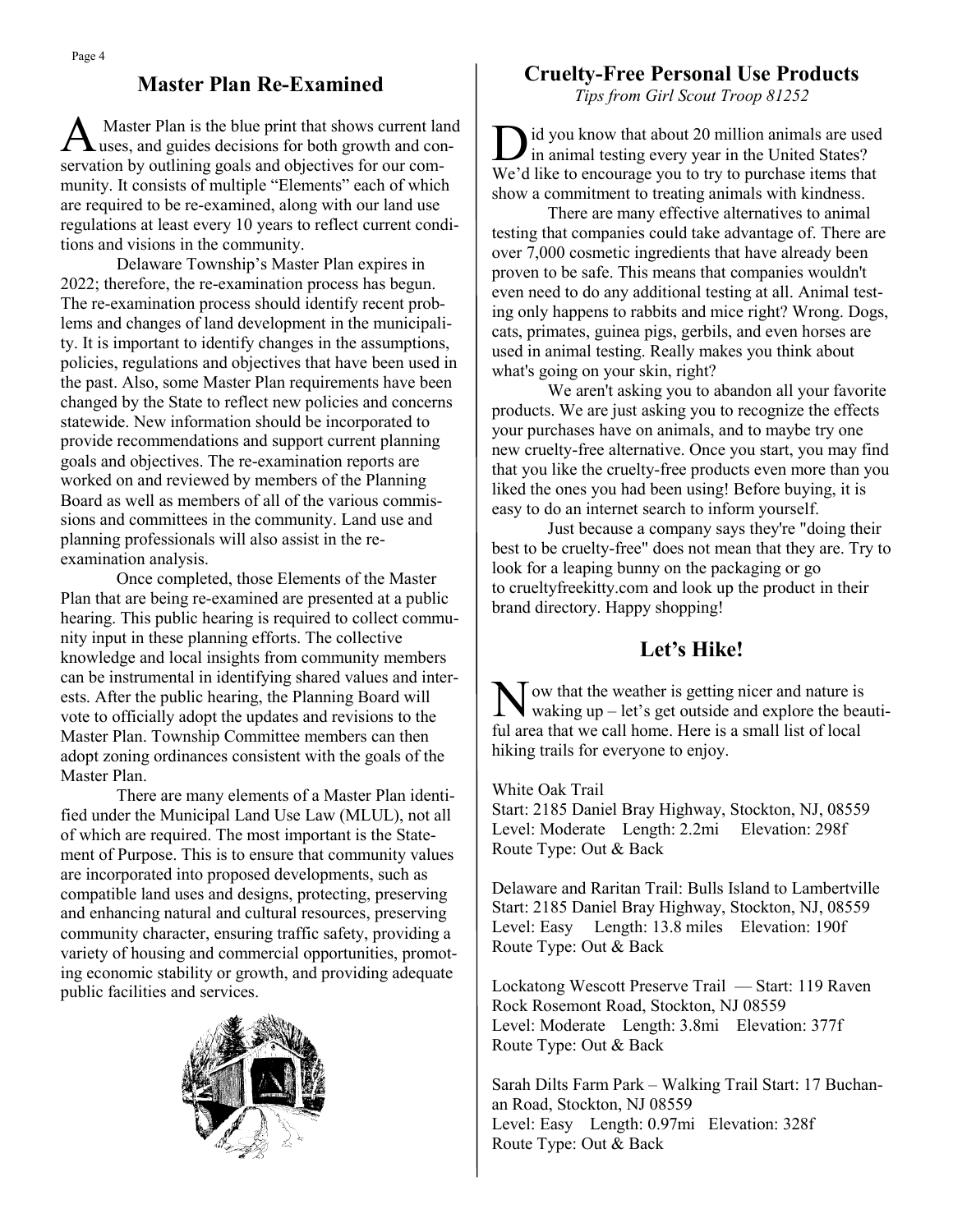## Master Plan Re-Examined

A Master Plan is the blue print that shows current land uses, and guides decisions for both growth and conservation by outlining goals and objectives for our community. It consists of multiple "Elements" each of which are required to be re-examined, along with our land use regulations at least every 10 years to reflect current conditions and visions in the community.

Delaware Township's Master Plan expires in 2022; therefore, the re-examination process has begun. The re-examination process should identify recent problems and changes of land development in the municipality. It is important to identify changes in the assumptions, policies, regulations and objectives that have been used in the past. Also, some Master Plan requirements have been changed by the State to reflect new policies and concerns statewide. New information should be incorporated to provide recommendations and support current planning goals and objectives. The re-examination reports are worked on and reviewed by members of the Planning Board as well as members of all of the various commissions and committees in the community. Land use and planning professionals will also assist in the re-examination analysis.

Once completed, those Elements of the Master Plan that are being re-examined are presented at a public hearing. This public hearing is required to collect community input in these planning efforts. The collective knowledge and local insights from community members can be instrumental in identifying shared values and interests. After the public hearing, the Planning Board will vote to officially adopt the updates and revisions to the Master Plan. Township Committee members can then adopt zoning ordinances consistent with the goals of the Master Plan.

There are many elements of a Master Plan identified under the Municipal Land Use Law (MLUL), not all of which are required. The most important is the Statement of Purpose. This is to ensure that community values are incorporated into proposed developments, such as compatible land uses and designs, protecting, preserving and enhancing natural and cultural resources, preserving community character, ensuring traffic safety, providing a variety of housing and commercial opportunities, promoting economic stability or growth, and providing adequate public facilities and services.

## Cruelty-Free Personal Use Products

*Tips from Girl Scout Troop 81252*

Did you know that about 20 million animals are used in animal testing every year in the United States? We'd like to encourage you to try to purchase items that show a commitment to treating animals with kindness.

There are many effective alternatives to animal testing that companies could take advantage of. There are over 7,000 cosmetic ingredients that have already been proven to be safe. This means that companies wouldn't even need to do any additional testing at all. Animal testing only happens to rabbits and mice right? Wrong. Dogs, cats, primates, guinea pigs, gerbils, and even horses are used in animal testing. Really makes you think about what's going on your skin, right?

We aren't asking you to abandon all your favorite products. We are just asking you to recognize the effects your purchases have on animals, and to maybe try one new cruelty-free alternative. Once you start, you may find that you like the cruelty-free products even more than you liked the ones you had been using! Before buying, it is easy to do an internet search to inform yourself.

Just because a company says they're "doing their best to be cruelty-free" does not mean that they are. Try to look for a leaping bunny on the packaging or go to crueltyfreekitty.com and look up the product in their brand directory. Happy shopping!

## Let's Hike!

Now that the weather is getting nicer and nature is waking up – let's get outside and explore the beautiful area that we call home. Here is a small list of local hiking trails for everyone to enjoy.

White Oak Trail
Start: 2185 Daniel Bray Highway, Stockton, NJ, 08559
Level: Moderate Length: 2.2mi Elevation: 298f
Route Type: Out & Back

Delaware and Raritan Trail: Bulls Island to Lambertville
Start: 2185 Daniel Bray Highway, Stockton, NJ, 08559
Level: Easy Length: 13.8 miles Elevation: 190f
Route Type: Out & Back

Lockatong Wescott Preserve Trail — Start: 119 Raven Rock Rosemont Road, Stockton, NJ 08559
Level: Moderate Length: 3.8mi Elevation: 377f
Route Type: Out & Back

Sarah Dilts Farm Park – Walking Trail Start: 17 Buchanan Road, Stockton, NJ 08559
Level: Easy Length: 0.97mi Elevation: 328f
Route Type: Out & Back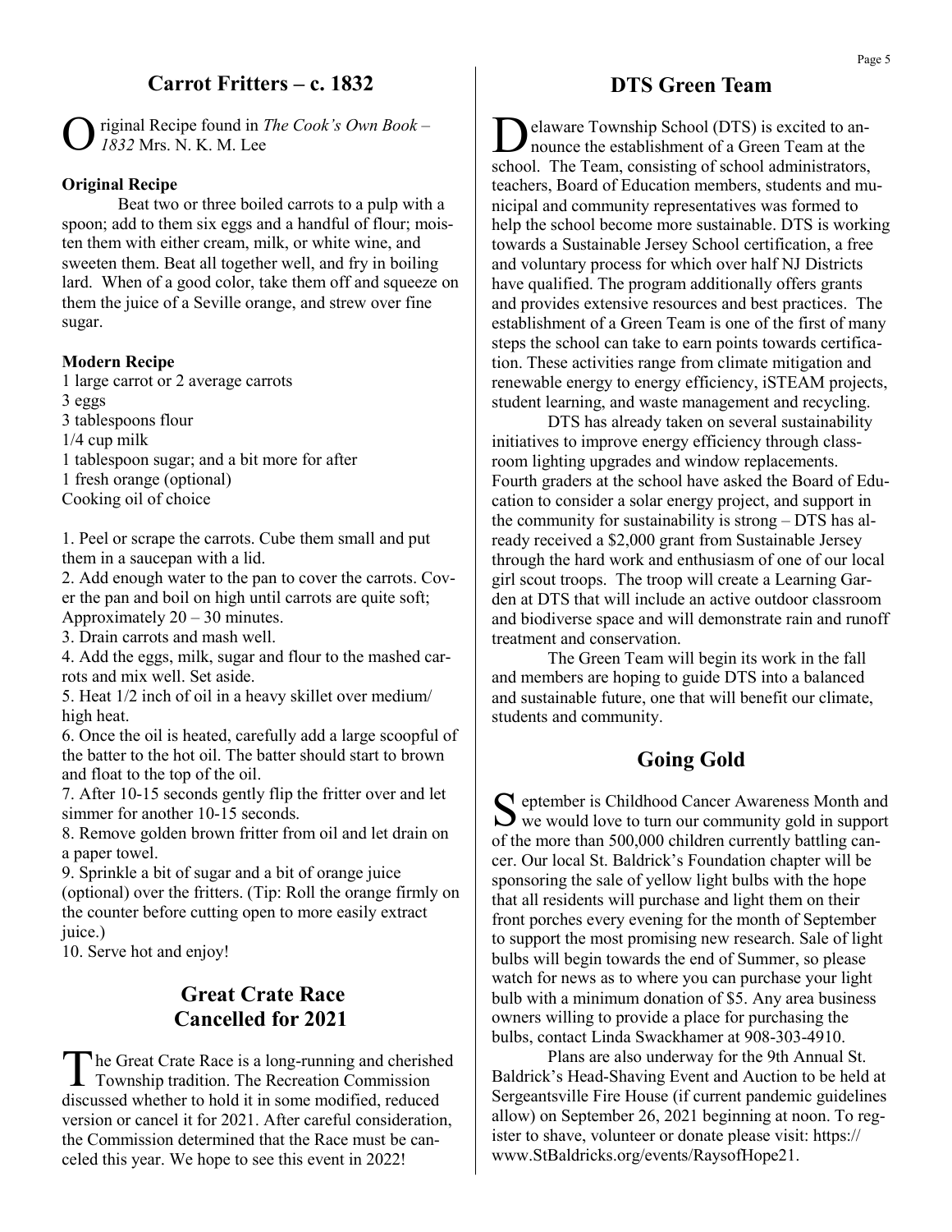## Carrot Fritters – c. 1832

Original Recipe found in *The Cook's Own Book – 1832* Mrs. N. K. M. Lee

**Original Recipe**

Beat two or three boiled carrots to a pulp with a spoon; add to them six eggs and a handful of flour; moisten them with either cream, milk, or white wine, and sweeten them. Beat all together well, and fry in boiling lard. When of a good color, take them off and squeeze on them the juice of a Seville orange, and strew over fine sugar.

**Modern Recipe**

1 large carrot or 2 average carrots
3 eggs
3 tablespoons flour
1/4 cup milk
1 tablespoon sugar; and a bit more for after
1 fresh orange (optional)
Cooking oil of choice

1. Peel or scrape the carrots. Cube them small and put them in a saucepan with a lid.
2. Add enough water to the pan to cover the carrots. Cover the pan and boil on high until carrots are quite soft; Approximately 20 – 30 minutes.
3. Drain carrots and mash well.
4. Add the eggs, milk, sugar and flour to the mashed carrots and mix well. Set aside.
5. Heat 1/2 inch of oil in a heavy skillet over medium/high heat.
6. Once the oil is heated, carefully add a large scoopful of the batter to the hot oil. The batter should start to brown and float to the top of the oil.
7. After 10-15 seconds gently flip the fritter over and let simmer for another 10-15 seconds.
8. Remove golden brown fritter from oil and let drain on a paper towel.
9. Sprinkle a bit of sugar and a bit of orange juice (optional) over the fritters. (Tip: Roll the orange firmly on the counter before cutting open to more easily extract juice.)
10. Serve hot and enjoy!

## Great Crate Race Cancelled for 2021

The Great Crate Race is a long-running and cherished Township tradition. The Recreation Commission discussed whether to hold it in some modified, reduced version or cancel it for 2021. After careful consideration, the Commission determined that the Race must be canceled this year. We hope to see this event in 2022!

## DTS Green Team

Delaware Township School (DTS) is excited to announce the establishment of a Green Team at the school. The Team, consisting of school administrators, teachers, Board of Education members, students and municipal and community representatives was formed to help the school become more sustainable. DTS is working towards a Sustainable Jersey School certification, a free and voluntary process for which over half NJ Districts have qualified. The program additionally offers grants and provides extensive resources and best practices. The establishment of a Green Team is one of the first of many steps the school can take to earn points towards certification. These activities range from climate mitigation and renewable energy to energy efficiency, iSTEAM projects, student learning, and waste management and recycling.

DTS has already taken on several sustainability initiatives to improve energy efficiency through classroom lighting upgrades and window replacements. Fourth graders at the school have asked the Board of Education to consider a solar energy project, and support in the community for sustainability is strong – DTS has already received a $2,000 grant from Sustainable Jersey through the hard work and enthusiasm of one of our local girl scout troops. The troop will create a Learning Garden at DTS that will include an active outdoor classroom and biodiverse space and will demonstrate rain and runoff treatment and conservation.

The Green Team will begin its work in the fall and members are hoping to guide DTS into a balanced and sustainable future, one that will benefit our climate, students and community.

## Going Gold

September is Childhood Cancer Awareness Month and we would love to turn our community gold in support of the more than 500,000 children currently battling cancer. Our local St. Baldrick's Foundation chapter will be sponsoring the sale of yellow light bulbs with the hope that all residents will purchase and light them on their front porches every evening for the month of September to support the most promising new research. Sale of light bulbs will begin towards the end of Summer, so please watch for news as to where you can purchase your light bulb with a minimum donation of $5. Any area business owners willing to provide a place for purchasing the bulbs, contact Linda Swackhamer at 908-303-4910.

Plans are also underway for the 9th Annual St. Baldrick's Head-Shaving Event and Auction to be held at Sergeantsville Fire House (if current pandemic guidelines allow) on September 26, 2021 beginning at noon. To register to shave, volunteer or donate please visit: https://www.StBaldricks.org/events/RaysofHope21.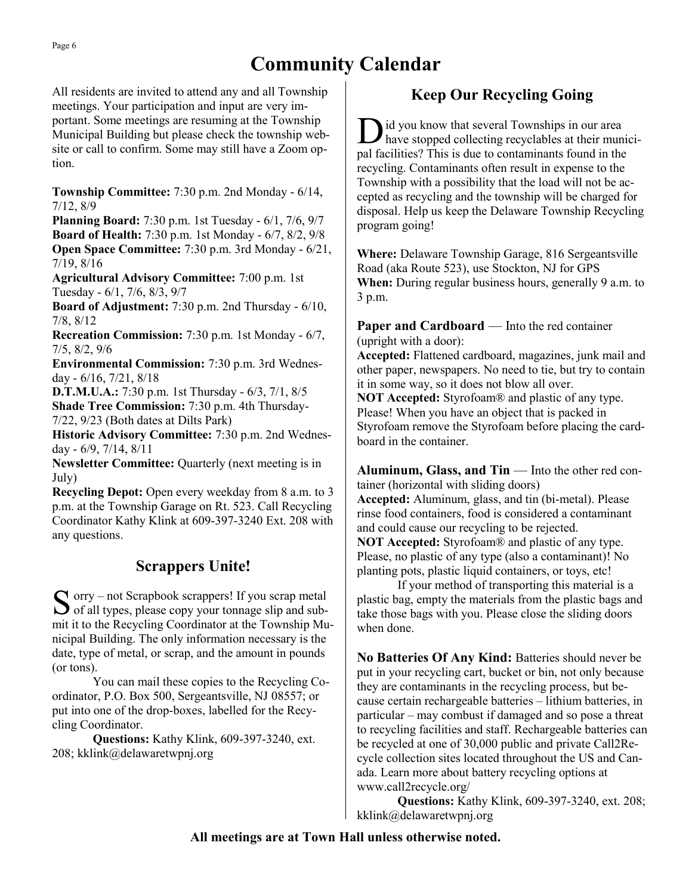# Community Calendar

All residents are invited to attend any and all Township meetings. Your participation and input are very important. Some meetings are resuming at the Township Municipal Building but please check the township website or call to confirm. Some may still have a Zoom option.

**Township Committee:** 7:30 p.m. 2nd Monday - 6/14, 7/12, 8/9
**Planning Board:** 7:30 p.m. 1st Tuesday - 6/1, 7/6, 9/7
**Board of Health:** 7:30 p.m. 1st Monday - 6/7, 8/2, 9/8
**Open Space Committee:** 7:30 p.m. 3rd Monday - 6/21, 7/19, 8/16
**Agricultural Advisory Committee:** 7:00 p.m. 1st Tuesday - 6/1, 7/6, 8/3, 9/7
**Board of Adjustment:** 7:30 p.m. 2nd Thursday - 6/10, 7/8, 8/12
**Recreation Commission:** 7:30 p.m. 1st Monday - 6/7, 7/5, 8/2, 9/6
**Environmental Commission:** 7:30 p.m. 3rd Wednesday - 6/16, 7/21, 8/18
**D.T.M.U.A.:** 7:30 p.m. 1st Thursday - 6/3, 7/1, 8/5
**Shade Tree Commission:** 7:30 p.m. 4th Thursday- 7/22, 9/23 (Both dates at Dilts Park)
**Historic Advisory Committee:** 7:30 p.m. 2nd Wednesday - 6/9, 7/14, 8/11
**Newsletter Committee:** Quarterly (next meeting is in July)
**Recycling Depot:** Open every weekday from 8 a.m. to 3 p.m. at the Township Garage on Rt. 523. Call Recycling Coordinator Kathy Klink at 609-397-3240 Ext. 208 with any questions.

## Scrappers Unite!

Sorry – not Scrapbook scrappers! If you scrap metal of all types, please copy your tonnage slip and submit it to the Recycling Coordinator at the Township Municipal Building. The only information necessary is the date, type of metal, or scrap, and the amount in pounds (or tons).

You can mail these copies to the Recycling Coordinator, P.O. Box 500, Sergeantsville, NJ 08557; or put into one of the drop-boxes, labelled for the Recycling Coordinator.

**Questions:** Kathy Klink, 609-397-3240, ext. 208; kklink@delawaretwpnj.org

## Keep Our Recycling Going

Did you know that several Townships in our area have stopped collecting recyclables at their municipal facilities? This is due to contaminants found in the recycling. Contaminants often result in expense to the Township with a possibility that the load will not be accepted as recycling and the township will be charged for disposal. Help us keep the Delaware Township Recycling program going!

**Where:** Delaware Township Garage, 816 Sergeantsville Road (aka Route 523), use Stockton, NJ for GPS
**When:** During regular business hours, generally 9 a.m. to 3 p.m.

**Paper and Cardboard** — Into the red container (upright with a door):
**Accepted:** Flattened cardboard, magazines, junk mail and other paper, newspapers. No need to tie, but try to contain it in some way, so it does not blow all over.
**NOT Accepted:** Styrofoam® and plastic of any type. Please! When you have an object that is packed in Styrofoam remove the Styrofoam before placing the cardboard in the container.

**Aluminum, Glass, and Tin** — Into the other red container (horizontal with sliding doors)
**Accepted:** Aluminum, glass, and tin (bi-metal). Please rinse food containers, food is considered a contaminant and could cause our recycling to be rejected.
**NOT Accepted:** Styrofoam® and plastic of any type. Please, no plastic of any type (also a contaminant)! No planting pots, plastic liquid containers, or toys, etc!

If your method of transporting this material is a plastic bag, empty the materials from the plastic bags and take those bags with you. Please close the sliding doors when done.

**No Batteries Of Any Kind:** Batteries should never be put in your recycling cart, bucket or bin, not only because they are contaminants in the recycling process, but because certain rechargeable batteries – lithium batteries, in particular – may combust if damaged and so pose a threat to recycling facilities and staff. Rechargeable batteries can be recycled at one of 30,000 public and private Call2Recycle collection sites located throughout the US and Canada. Learn more about battery recycling options at www.call2recycle.org/

**Questions:** Kathy Klink, 609-397-3240, ext. 208; kklink@delawaretwpnj.org

**All meetings are at Town Hall unless otherwise noted.**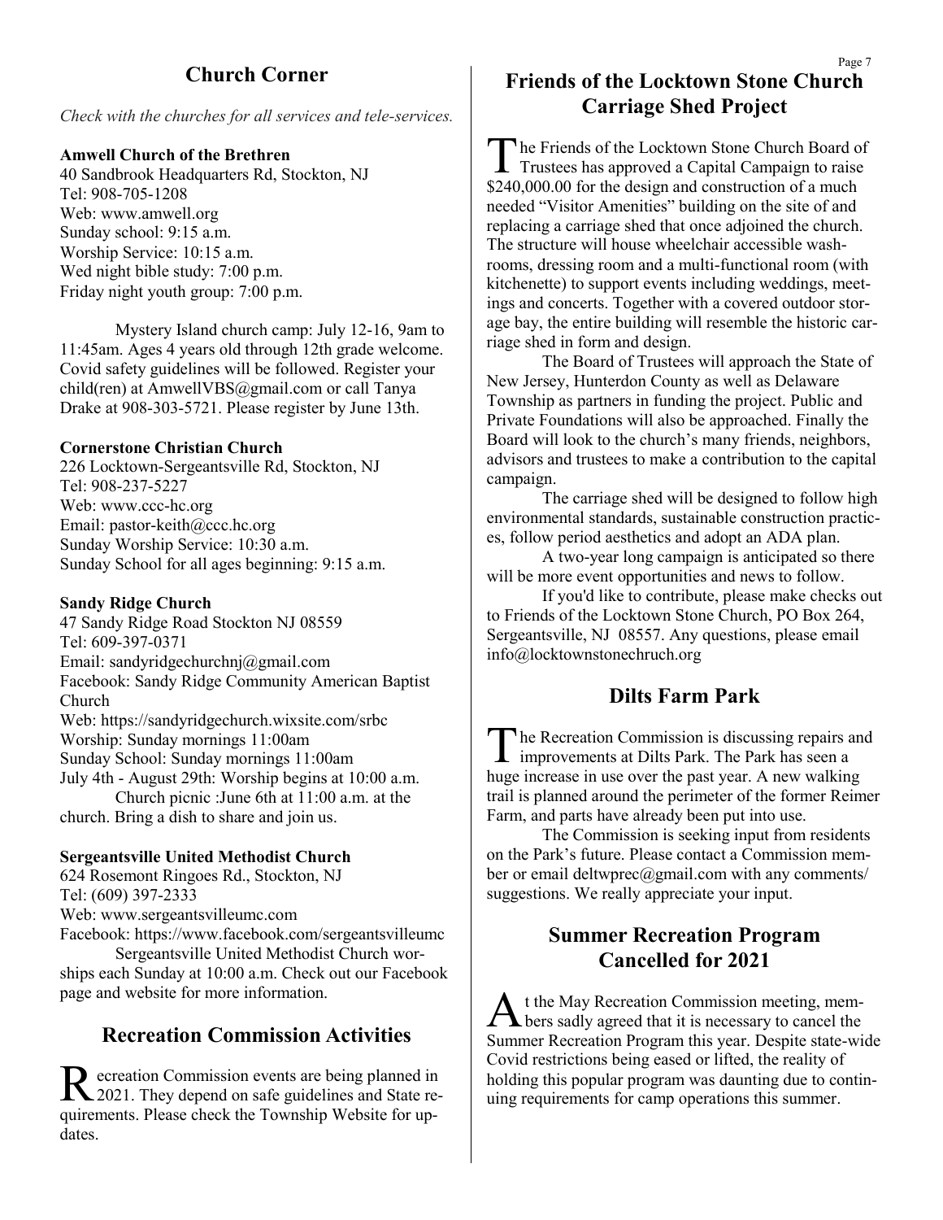## Church Corner

*Check with the churches for all services and tele-services.*

**Amwell Church of the Brethren**
40 Sandbrook Headquarters Rd, Stockton, NJ
Tel: 908-705-1208
Web: www.amwell.org
Sunday school: 9:15 a.m.
Worship Service: 10:15 a.m.
Wed night bible study: 7:00 p.m.
Friday night youth group: 7:00 p.m.

Mystery Island church camp: July 12-16, 9am to 11:45am. Ages 4 years old through 12th grade welcome. Covid safety guidelines will be followed. Register your child(ren) at AmwellVBS@gmail.com or call Tanya Drake at 908-303-5721. Please register by June 13th.

**Cornerstone Christian Church**
226 Locktown-Sergeantsville Rd, Stockton, NJ
Tel: 908-237-5227
Web: www.ccc-hc.org
Email: pastor-keith@ccc.hc.org
Sunday Worship Service: 10:30 a.m.
Sunday School for all ages beginning: 9:15 a.m.

**Sandy Ridge Church**
47 Sandy Ridge Road Stockton NJ 08559
Tel: 609-397-0371
Email: sandyridgechurchnj@gmail.com
Facebook: Sandy Ridge Community American Baptist Church
Web: https://sandyridgechurch.wixsite.com/srbc
Worship: Sunday mornings 11:00am
Sunday School: Sunday mornings 11:00am
July 4th - August 29th: Worship begins at 10:00 a.m.

Church picnic :June 6th at 11:00 a.m. at the church. Bring a dish to share and join us.

**Sergeantsville United Methodist Church**
624 Rosemont Ringoes Rd., Stockton, NJ
Tel: (609) 397-2333
Web: www.sergeantsvilleumc.com
Facebook: https://www.facebook.com/sergeantsvilleumc

Sergeantsville United Methodist Church worships each Sunday at 10:00 a.m. Check out our Facebook page and website for more information.

## Recreation Commission Activities

Recreation Commission events are being planned in 2021. They depend on safe guidelines and State requirements. Please check the Township Website for updates.

## Friends of the Locktown Stone Church Carriage Shed Project

The Friends of the Locktown Stone Church Board of Trustees has approved a Capital Campaign to raise $240,000.00 for the design and construction of a much needed "Visitor Amenities" building on the site of and replacing a carriage shed that once adjoined the church. The structure will house wheelchair accessible washrooms, dressing room and a multi-functional room (with kitchenette) to support events including weddings, meetings and concerts. Together with a covered outdoor storage bay, the entire building will resemble the historic carriage shed in form and design.

The Board of Trustees will approach the State of New Jersey, Hunterdon County as well as Delaware Township as partners in funding the project. Public and Private Foundations will also be approached. Finally the Board will look to the church's many friends, neighbors, advisors and trustees to make a contribution to the capital campaign.

The carriage shed will be designed to follow high environmental standards, sustainable construction practices, follow period aesthetics and adopt an ADA plan.

A two-year long campaign is anticipated so there will be more event opportunities and news to follow.

If you'd like to contribute, please make checks out to Friends of the Locktown Stone Church, PO Box 264, Sergeantsville, NJ 08557. Any questions, please email info@locktownstonechruch.org

## Dilts Farm Park

The Recreation Commission is discussing repairs and improvements at Dilts Park. The Park has seen a huge increase in use over the past year. A new walking trail is planned around the perimeter of the former Reimer Farm, and parts have already been put into use.

The Commission is seeking input from residents on the Park's future. Please contact a Commission member or email deltwprec@gmail.com with any comments/ suggestions. We really appreciate your input.

## Summer Recreation Program Cancelled for 2021

At the May Recreation Commission meeting, members sadly agreed that it is necessary to cancel the Summer Recreation Program this year. Despite state-wide Covid restrictions being eased or lifted, the reality of holding this popular program was daunting due to continuing requirements for camp operations this summer.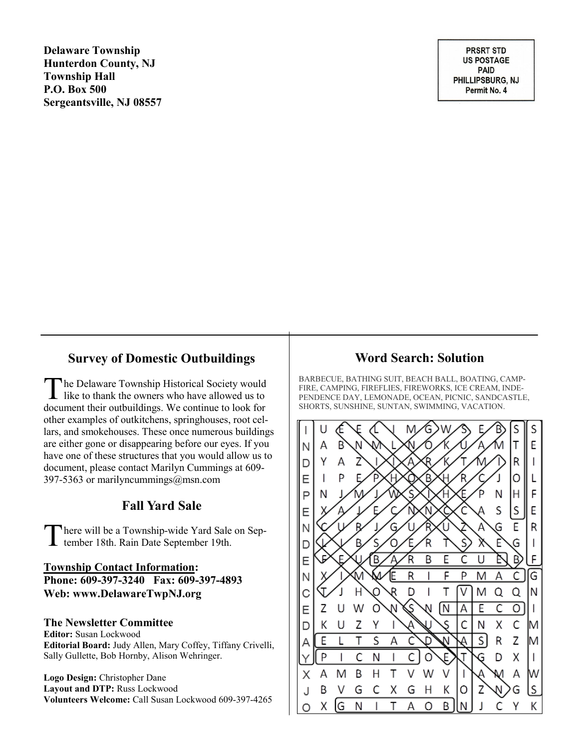Delaware Township
Hunterdon County, NJ
Township Hall
P.O. Box 500
Sergeantsville, NJ 08557

PRSRT STD
US POSTAGE
PAID
PHILLIPSBURG, NJ
Permit No. 4

## Survey of Domestic Outbuildings

The Delaware Township Historical Society would like to thank the owners who have allowed us to document their outbuildings. We continue to look for other examples of outkitchens, springhouses, root cellars, and smokehouses. These once numerous buildings are either gone or disappearing before our eyes. If you have one of these structures that you would allow us to document, please contact Marilyn Cummings at 609-397-5363 or marilyncummings@msn.com

## Fall Yard Sale

There will be a Township-wide Yard Sale on September 18th. Rain Date September 19th.

**Township Contact Information:**
**Phone: 609-397-3240 Fax: 609-397-4893**
**Web: www.DelawareTwpNJ.org**

**The Newsletter Committee**
**Editor:** Susan Lockwood
**Editorial Board:** Judy Allen, Mary Coffey, Tiffany Crivelli, Sally Gullette, Bob Hornby, Alison Wehringer.

**Logo Design:** Christopher Dane
**Layout and DTP:** Russ Lockwood
**Volunteers Welcome:** Call Susan Lockwood 609-397-4265

## Word Search: Solution

BARBECUE, BATHING SUIT, BEACH BALL, BOATING, CAMPFIRE, CAMPING, FIREFLIES, FIREWORKS, ICE CREAM, INDEPENDENCE DAY, LEMONADE, OCEAN, PICNIC, SANDCASTLE, SHORTS, SUNSHINE, SUNTAN, SWIMMING, VACATION.

| | | | | | | | | | | | | | |
|---|---|---|---|---|---|---|---|---|---|---|---|---|---|
| I | U | E | E | L | I | M | G | W | S | E | B | S | S |
| N | A | B | N | M | L | N | O | K | U | A | M | T | E |
| D | Y | A | Z | I | I | A | R | K | T | M | I | R | I |
| E | I | P | E | P | H | O | B | H | R | C | J | O | L |
| P | N | J | M | J | W | S | I | H | E | P | N | H | F |
| E | X | A | J | E | C | N | N | C | C | A | S | S | E |
| N | C | U | R | J | G | U | R | U | Z | A | G | E | R |
| D | L | I | B | S | O | E | R | T | S | X | E | G | I |
| E | F | E | U | B | A | R | B | E | C | U | E | B | F |
| N | X | I | M | M | E | R | I | F | P | M | A | C | G |
| C | T | J | H | O | R | D | I | T | V | M | Q | Q | N |
| E | Z | U | W | O | N | S | N | N | A | E | C | O | I |
| D | K | U | Z | Y | I | A | U | S | C | N | X | C | M |
| A | E | L | T | S | A | C | D | N | A | S | R | Z | M |
| Y | P | I | C | N | I | C | O | E | T | G | D | X | I |
| X | A | M | B | H | T | V | W | V | I | A | M | A | W |
| J | B | V | G | C | X | G | H | K | O | Z | N | G | S |
| O | X | G | N | I | T | A | O | B | N | J | C | Y | K |